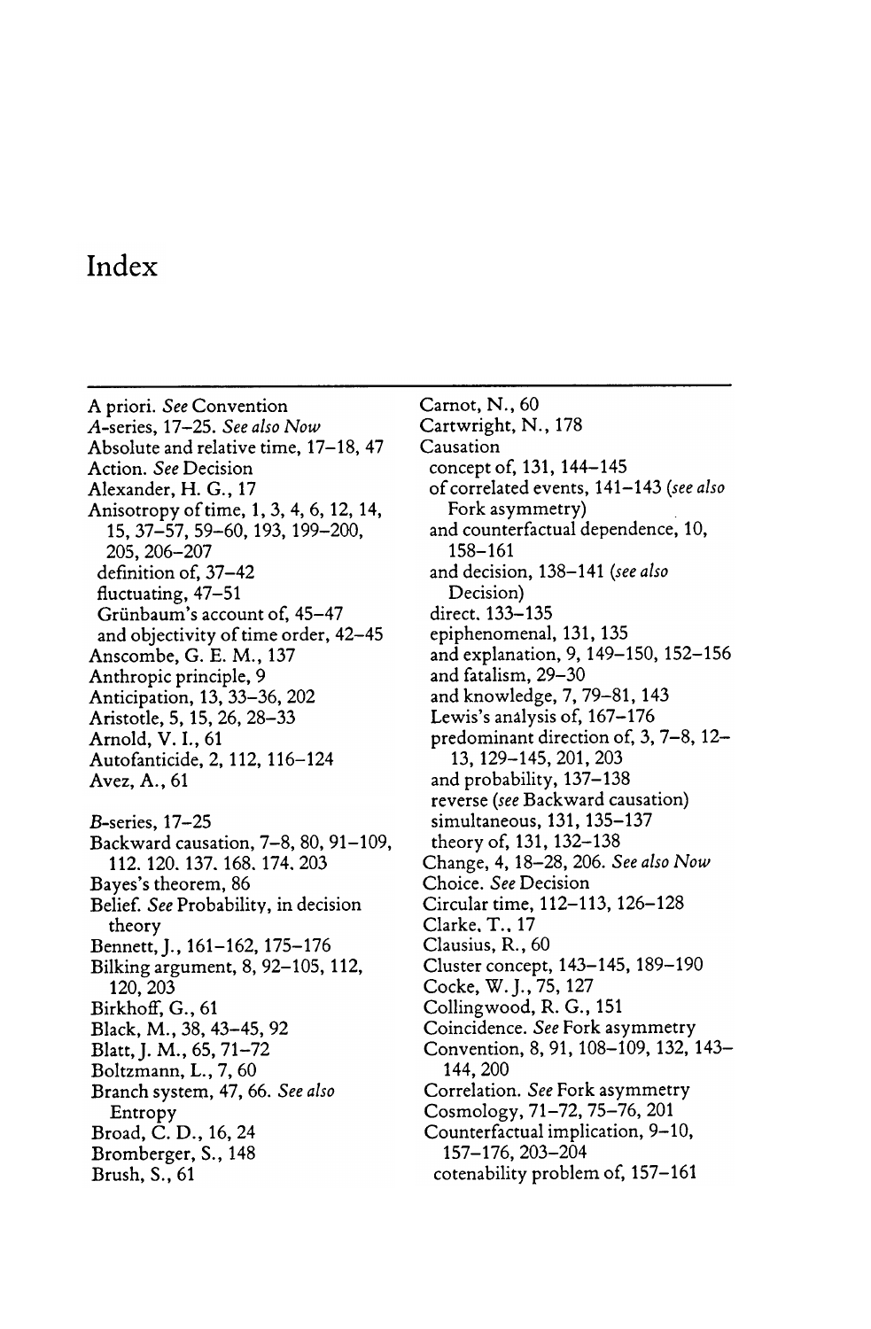# Index

A priori. *See* Convention
*A*-series, 17–25. *See also Now*
Absolute and relative time, 17–18, 47
Action. *See* Decision
Alexander, H. G., 17
Anisotropy of time, 1, 3, 4, 6, 12, 14, 15, 37–57, 59–60, 193, 199–200, 205, 206–207
  definition of, 37–42
  fluctuating, 47–51
  Grünbaum's account of, 45–47
  and objectivity of time order, 42–45
Anscombe, G. E. M., 137
Anthropic principle, 9
Anticipation, 13, 33–36, 202
Aristotle, 5, 15, 26, 28–33
Arnold, V. I., 61
Autofanticide, 2, 112, 116–124
Avez, A., 61

*B*-series, 17–25
Backward causation, 7–8, 80, 91–109, 112. 120. 137. 168. 174. 203
Bayes's theorem, 86
Belief. *See* Probability, in decision theory
Bennett, J., 161–162, 175–176
Bilking argument, 8, 92–105, 112, 120, 203
Birkhoff, G., 61
Black, M., 38, 43–45, 92
Blatt, J. M., 65, 71–72
Boltzmann, L., 7, 60
Branch system, 47, 66. *See also* Entropy
Broad, C. D., 16, 24
Bromberger, S., 148
Brush, S., 61

Carnot, N., 60
Cartwright, N., 178
Causation
  concept of, 131, 144–145
  of correlated events, 141–143 (*see also* Fork asymmetry)
  and counterfactual dependence, 10, 158–161
  and decision, 138–141 (*see also* Decision)
  direct. 133–135
  epiphenomenal, 131, 135
  and explanation, 9, 149–150, 152–156
  and fatalism, 29–30
  and knowledge, 7, 79–81, 143
  Lewis's analysis of, 167–176
  predominant direction of, 3, 7–8, 12–13, 129–145, 201, 203
  and probability, 137–138
  reverse (*see* Backward causation)
  simultaneous, 131, 135–137
  theory of, 131, 132–138
Change, 4, 18–28, 206. *See also Now*
Choice. *See* Decision
Circular time, 112–113, 126–128
Clarke, T., 17
Clausius, R., 60
Cluster concept, 143–145, 189–190
Cocke, W. J., 75, 127
Collingwood, R. G., 151
Coincidence. *See* Fork asymmetry
Convention, 8, 91, 108–109, 132, 143–144, 200
Correlation. *See* Fork asymmetry
Cosmology, 71–72, 75–76, 201
Counterfactual implication, 9–10, 157–176, 203–204
  cotenability problem of, 157–161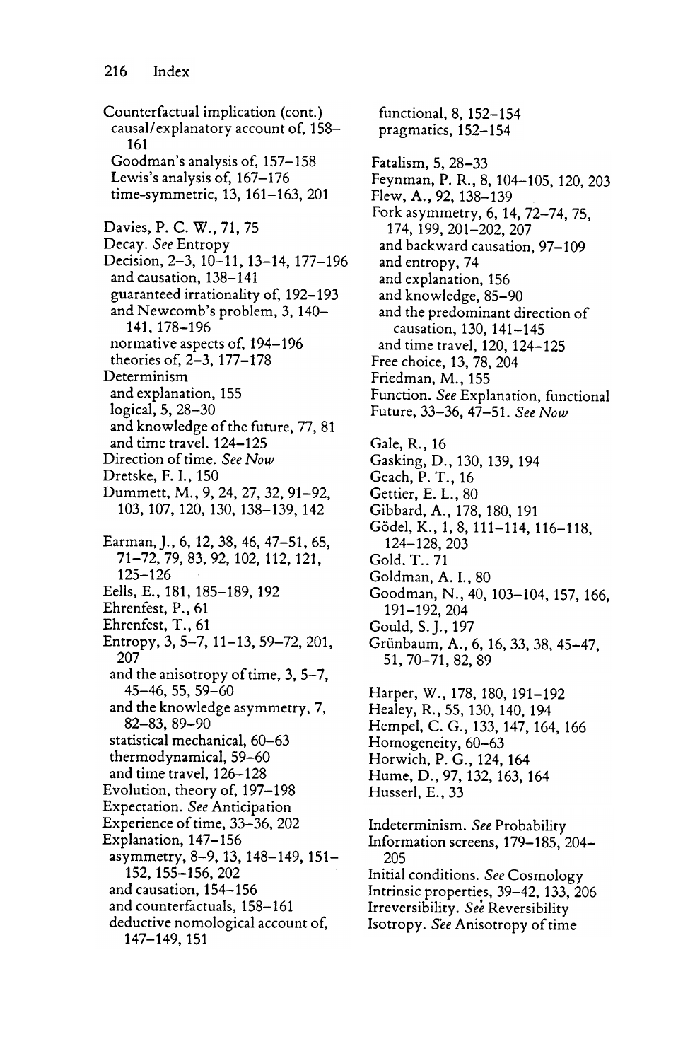Counterfactual implication (cont.)
 causal/explanatory account of, 158–161
 Goodman's analysis of, 157–158
 Lewis's analysis of, 167–176
 time-symmetric, 13, 161–163, 201

Davies, P. C. W., 71, 75
Decay. *See* Entropy
Decision, 2–3, 10–11, 13–14, 177–196
 and causation, 138–141
 guaranteed irrationality of, 192–193
 and Newcomb's problem, 3, 140–141, 178–196
 normative aspects of, 194–196
 theories of, 2–3, 177–178
Determinism
 and explanation, 155
 logical, 5, 28–30
 and knowledge of the future, 77, 81
 and time travel, 124–125
Direction of time. *See Now*
Dretske, F. I., 150
Dummett, M., 9, 24, 27, 32, 91–92, 103, 107, 120, 130, 138–139, 142

Earman, J., 6, 12, 38, 46, 47–51, 65, 71–72, 79, 83, 92, 102, 112, 121, 125–126
Eells, E., 181, 185–189, 192
Ehrenfest, P., 61
Ehrenfest, T., 61
Entropy, 3, 5–7, 11–13, 59–72, 201, 207
 and the anisotropy of time, 3, 5–7, 45–46, 55, 59–60
 and the knowledge asymmetry, 7, 82–83, 89–90
 statistical mechanical, 60–63
 thermodynamical, 59–60
 and time travel, 126–128
Evolution, theory of, 197–198
Expectation. *See* Anticipation
Experience of time, 33–36, 202
Explanation, 147–156
 asymmetry, 8–9, 13, 148–149, 151–152, 155–156, 202
 and causation, 154–156
 and counterfactuals, 158–161
 deductive nomological account of, 147–149, 151
 functional, 8, 152–154
 pragmatics, 152–154

Fatalism, 5, 28–33
Feynman, P. R., 8, 104–105, 120, 203
Flew, A., 92, 138–139
Fork asymmetry, 6, 14, 72–74, 75, 174, 199, 201–202, 207
 and backward causation, 97–109
 and entropy, 74
 and explanation, 156
 and knowledge, 85–90
 and the predominant direction of causation, 130, 141–145
 and time travel, 120, 124–125
Free choice, 13, 78, 204
Friedman, M., 155
Function. *See* Explanation, functional
Future, 33–36, 47–51. *See Now*

Gale, R., 16
Gasking, D., 130, 139, 194
Geach, P. T., 16
Gettier, E. L., 80
Gibbard, A., 178, 180, 191
Gödel, K., 1, 8, 111–114, 116–118, 124–128, 203
Gold. T.. 71
Goldman, A. I., 80
Goodman, N., 40, 103–104, 157, 166, 191–192, 204
Gould, S. J., 197
Grünbaum, A., 6, 16, 33, 38, 45–47, 51, 70–71, 82, 89

Harper, W., 178, 180, 191–192
Healey, R., 55, 130, 140, 194
Hempel, C. G., 133, 147, 164, 166
Homogeneity, 60–63
Horwich, P. G., 124, 164
Hume, D., 97, 132, 163, 164
Husserl, E., 33

Indeterminism. *See* Probability
Information screens, 179–185, 204–205
Initial conditions. *See* Cosmology
Intrinsic properties, 39–42, 133, 206
Irreversibility. *See* Reversibility
Isotropy. *See* Anisotropy of time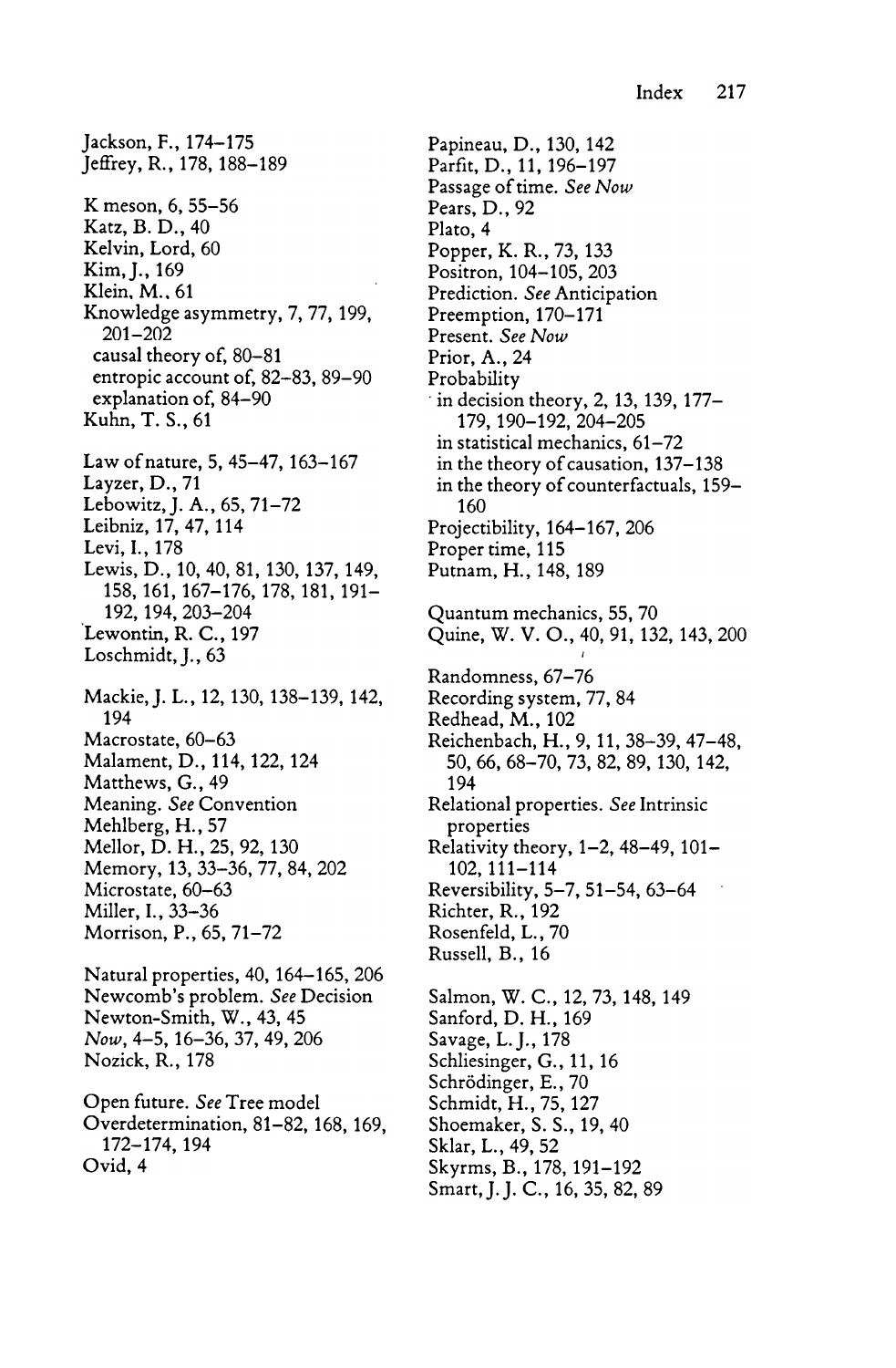Jackson, F., 174–175
Jeffrey, R., 178, 188–189

K meson, 6, 55–56
Katz, B. D., 40
Kelvin, Lord, 60
Kim, J., 169
Klein, M., 61
Knowledge asymmetry, 7, 77, 199, 201–202
  causal theory of, 80–81
  entropic account of, 82–83, 89–90
  explanation of, 84–90
Kuhn, T. S., 61

Law of nature, 5, 45–47, 163–167
Layzer, D., 71
Lebowitz, J. A., 65, 71–72
Leibniz, 17, 47, 114
Levi, I., 178
Lewis, D., 10, 40, 81, 130, 137, 149, 158, 161, 167–176, 178, 181, 191–192, 194, 203–204
Lewontin, R. C., 197
Loschmidt, J., 63

Mackie, J. L., 12, 130, 138–139, 142, 194
Macrostate, 60–63
Malament, D., 114, 122, 124
Matthews, G., 49
Meaning. *See* Convention
Mehlberg, H., 57
Mellor, D. H., 25, 92, 130
Memory, 13, 33–36, 77, 84, 202
Microstate, 60–63
Miller, I., 33–36
Morrison, P., 65, 71–72

Natural properties, 40, 164–165, 206
Newcomb's problem. *See* Decision
Newton-Smith, W., 43, 45
*Now*, 4–5, 16–36, 37, 49, 206
Nozick, R., 178

Open future. *See* Tree model
Overdetermination, 81–82, 168, 169, 172–174, 194
Ovid, 4

Papineau, D., 130, 142
Parfit, D., 11, 196–197
Passage of time. *See Now*
Pears, D., 92
Plato, 4
Popper, K. R., 73, 133
Positron, 104–105, 203
Prediction. *See* Anticipation
Preemption, 170–171
Present. *See Now*
Prior, A., 24
Probability
  in decision theory, 2, 13, 139, 177–179, 190–192, 204–205
  in statistical mechanics, 61–72
  in the theory of causation, 137–138
  in the theory of counterfactuals, 159–160
Projectibility, 164–167, 206
Proper time, 115
Putnam, H., 148, 189

Quantum mechanics, 55, 70
Quine, W. V. O., 40, 91, 132, 143, 200

Randomness, 67–76
Recording system, 77, 84
Redhead, M., 102
Reichenbach, H., 9, 11, 38–39, 47–48, 50, 66, 68–70, 73, 82, 89, 130, 142, 194
Relational properties. *See* Intrinsic properties
Relativity theory, 1–2, 48–49, 101–102, 111–114
Reversibility, 5–7, 51–54, 63–64
Richter, R., 192
Rosenfeld, L., 70
Russell, B., 16

Salmon, W. C., 12, 73, 148, 149
Sanford, D. H., 169
Savage, L. J., 178
Schliesinger, G., 11, 16
Schrödinger, E., 70
Schmidt, H., 75, 127
Shoemaker, S. S., 19, 40
Sklar, L., 49, 52
Skyrms, B., 178, 191–192
Smart, J. J. C., 16, 35, 82, 89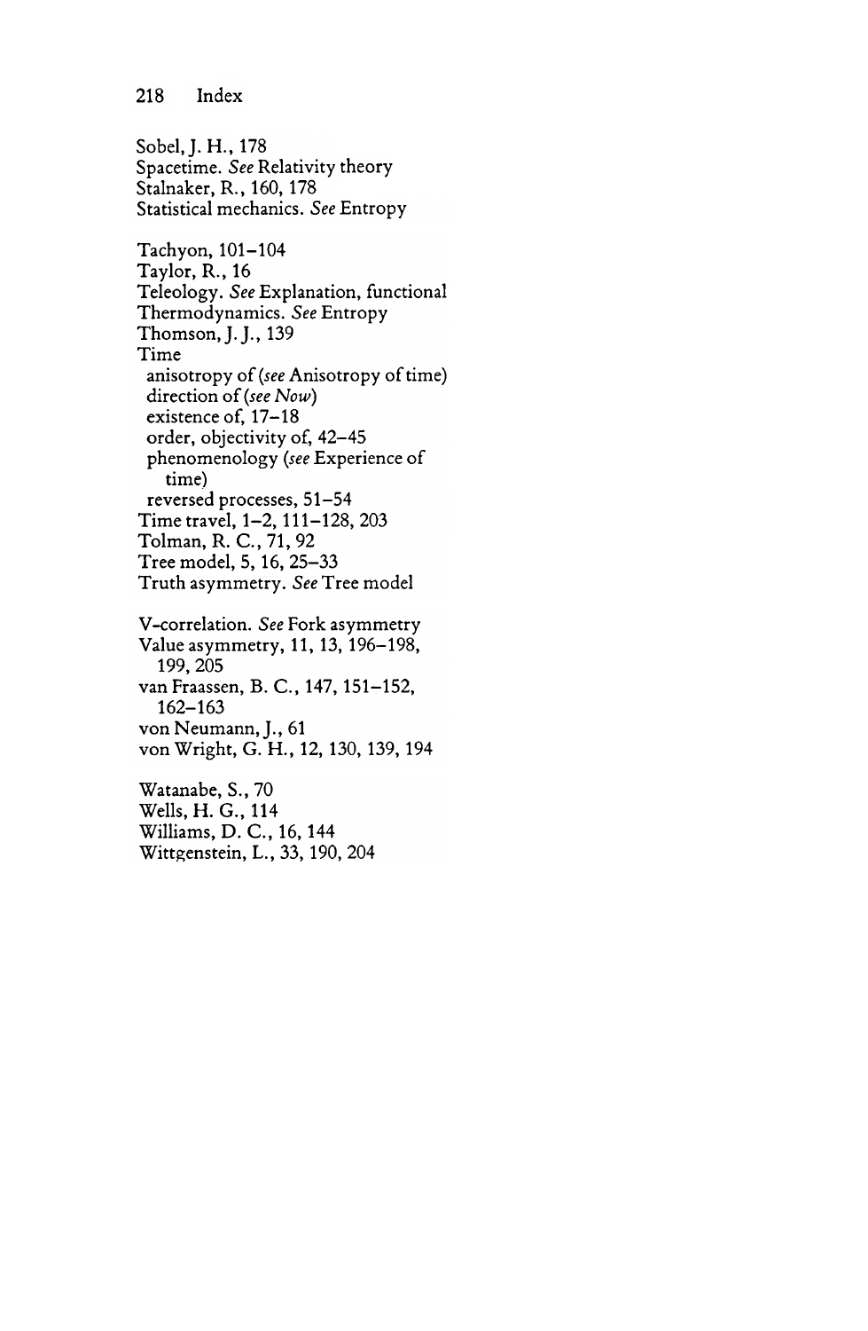Sobel, J. H., 178
Spacetime. *See* Relativity theory
Stalnaker, R., 160, 178
Statistical mechanics. *See* Entropy

Tachyon, 101–104
Taylor, R., 16
Teleology. *See* Explanation, functional
Thermodynamics. *See* Entropy
Thomson, J. J., 139
Time
  anisotropy of (*see* Anisotropy of time)
  direction of (*see Now*)
  existence of, 17–18
  order, objectivity of, 42–45
  phenomenology (*see* Experience of time)
  reversed processes, 51–54
Time travel, 1–2, 111–128, 203
Tolman, R. C., 71, 92
Tree model, 5, 16, 25–33
Truth asymmetry. *See* Tree model

V-correlation. *See* Fork asymmetry
Value asymmetry, 11, 13, 196–198, 199, 205
van Fraassen, B. C., 147, 151–152, 162–163
von Neumann, J., 61
von Wright, G. H., 12, 130, 139, 194

Watanabe, S., 70
Wells, H. G., 114
Williams, D. C., 16, 144
Wittgenstein, L., 33, 190, 204